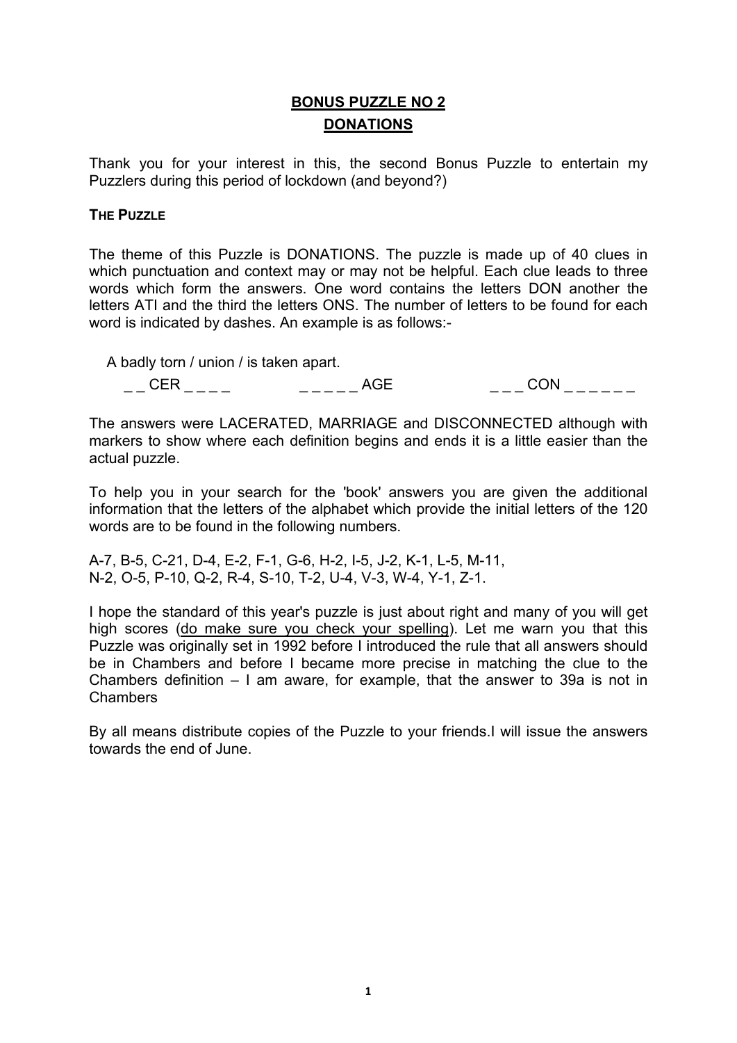# BONUS PUZZLE NO 2

## DONATIONS

Thank you for your interest in this, the second Bonus Puzzle to entertain my Puzzlers during this period of lockdown (and beyond?)

### THE PUZZLE

The theme of this Puzzle is DONATIONS. The puzzle is made up of 40 clues in which punctuation and context may or may not be helpful. Each clue leads to three words which form the answers. One word contains the letters DON another the letters ATI and the third the letters ONS. The number of letters to be found for each word is indicated by dashes. An example is as follows:-

A badly torn / union / is taken apart.

_ _ CER _ _ _ _          _ _ _ _ _ AGE          _ _ _ CON _ _ _ _ _ _

The answers were LACERATED, MARRIAGE and DISCONNECTED although with markers to show where each definition begins and ends it is a little easier than the actual puzzle.

To help you in your search for the 'book' answers you are given the additional information that the letters of the alphabet which provide the initial letters of the 120 words are to be found in the following numbers.

A-7, B-5, C-21, D-4, E-2, F-1, G-6, H-2, I-5, J-2, K-1, L-5, M-11,
N-2, O-5, P-10, Q-2, R-4, S-10, T-2, U-4, V-3, W-4, Y-1, Z-1.

I hope the standard of this year's puzzle is just about right and many of you will get high scores (do make sure you check your spelling). Let me warn you that this Puzzle was originally set in 1992 before I introduced the rule that all answers should be in Chambers and before I became more precise in matching the clue to the Chambers definition – I am aware, for example, that the answer to 39a is not in Chambers

By all means distribute copies of the Puzzle to your friends.I will issue the answers towards the end of June.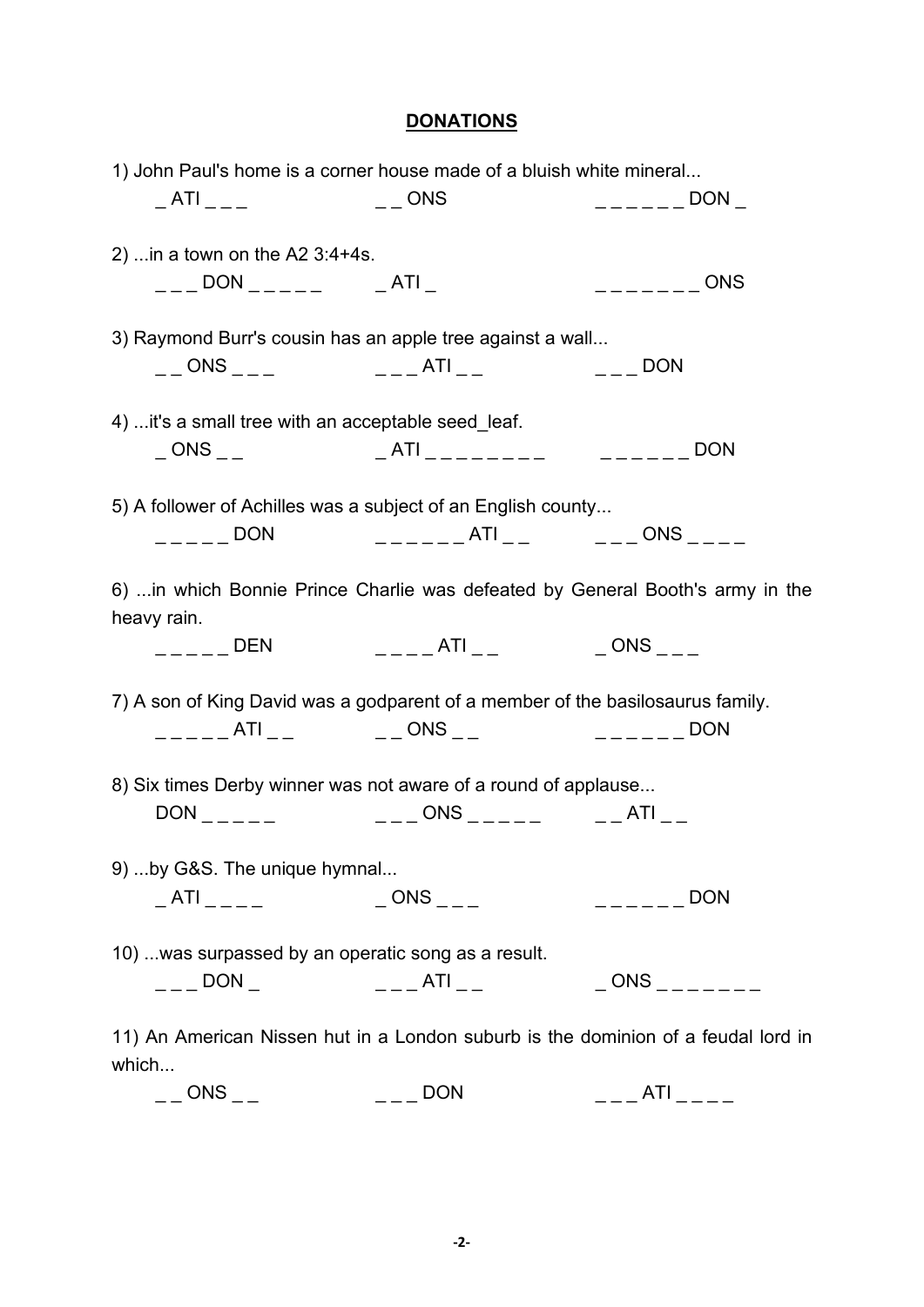## DONATIONS

1) John Paul's home is a corner house made of a bluish white mineral...

_ ATI _ _ _ &nbsp;&nbsp;&nbsp;&nbsp; _ _ ONS &nbsp;&nbsp;&nbsp;&nbsp; _ _ _ _ _ _ DON _

2) ...in a town on the A2 3:4+4s.

_ _ _ DON _ _ _ _ _ &nbsp;&nbsp;&nbsp;&nbsp; _ ATI _ &nbsp;&nbsp;&nbsp;&nbsp; _ _ _ _ _ _ _ ONS

3) Raymond Burr's cousin has an apple tree against a wall...

_ _ ONS _ _ _ &nbsp;&nbsp;&nbsp;&nbsp; _ _ _ ATI _ _ &nbsp;&nbsp;&nbsp;&nbsp; _ _ _ DON

4) ...it's a small tree with an acceptable seed_leaf.

_ ONS _ _ &nbsp;&nbsp;&nbsp;&nbsp; _ ATI _ _ _ _ _ _ _ _ &nbsp;&nbsp;&nbsp;&nbsp; _ _ _ _ _ _ DON

5) A follower of Achilles was a subject of an English county...

_ _ _ _ _ DON &nbsp;&nbsp;&nbsp;&nbsp; _ _ _ _ _ _ ATI _ _ &nbsp;&nbsp;&nbsp;&nbsp; _ _ _ ONS _ _ _ _

6) ...in which Bonnie Prince Charlie was defeated by General Booth's army in the heavy rain.

_ _ _ _ _ DEN &nbsp;&nbsp;&nbsp;&nbsp; _ _ _ _ ATI _ _ &nbsp;&nbsp;&nbsp;&nbsp; _ ONS _ _ _

7) A son of King David was a godparent of a member of the basilosaurus family.

_ _ _ _ _ ATI _ _ &nbsp;&nbsp;&nbsp;&nbsp; _ _ ONS _ _ &nbsp;&nbsp;&nbsp;&nbsp; _ _ _ _ _ _ DON

8) Six times Derby winner was not aware of a round of applause...

DON _ _ _ _ _ &nbsp;&nbsp;&nbsp;&nbsp; _ _ _ ONS _ _ _ _ _ &nbsp;&nbsp;&nbsp;&nbsp; _ _ ATI _ _

9) ...by G&S. The unique hymnal...

_ ATI _ _ _ _ &nbsp;&nbsp;&nbsp;&nbsp; _ ONS _ _ _ &nbsp;&nbsp;&nbsp;&nbsp; _ _ _ _ _ _ DON

10) ...was surpassed by an operatic song as a result.

_ _ _ DON _ &nbsp;&nbsp;&nbsp;&nbsp; _ _ _ ATI _ _ &nbsp;&nbsp;&nbsp;&nbsp; _ ONS _ _ _ _ _ _ _

11) An American Nissen hut in a London suburb is the dominion of a feudal lord in which...

_ _ ONS _ _ &nbsp;&nbsp;&nbsp;&nbsp; _ _ _ DON &nbsp;&nbsp;&nbsp;&nbsp; _ _ _ ATI _ _ _ _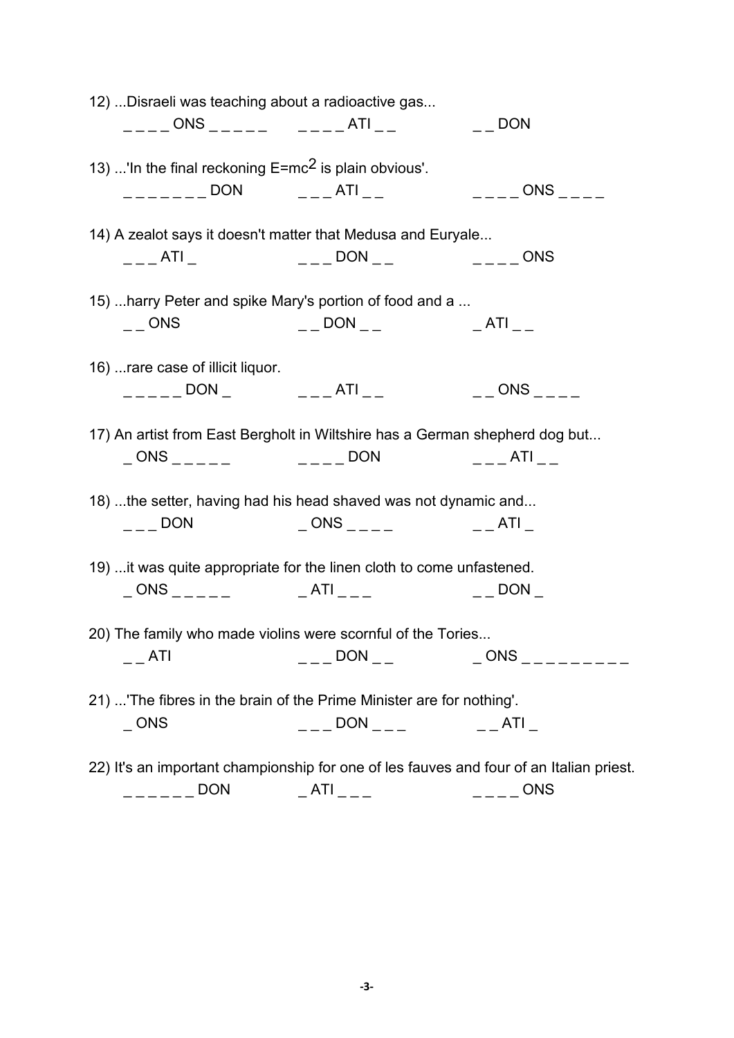12) ...Disraeli was teaching about a radioactive gas...

_ _ _ _ ONS _ _ _ _ _        _ _ _ _ ATI _ _        _ _ DON

13) ...'In the final reckoning $E=mc^2$ is plain obvious'.

_ _ _ _ _ _ _ DON        _ _ _ ATI _ _        _ _ _ _ ONS _ _ _ _

14) A zealot says it doesn't matter that Medusa and Euryale...

_ _ _ ATI _        _ _ _ DON _ _        _ _ _ _ ONS

15) ...harry Peter and spike Mary's portion of food and a ...

_ _ ONS        _ _ DON _ _        _ ATI _ _

16) ...rare case of illicit liquor.

_ _ _ _ _ DON _        _ _ _ ATI _ _        _ _ ONS _ _ _ _

17) An artist from East Bergholt in Wiltshire has a German shepherd dog but...

_ ONS _ _ _ _ _        _ _ _ _ DON        _ _ _ ATI _ _

18) ...the setter, having had his head shaved was not dynamic and...

_ _ _ DON        _ ONS _ _ _ _        _ _ ATI _

19) ...it was quite appropriate for the linen cloth to come unfastened.

_ ONS _ _ _ _ _        _ ATI _ _ _        _ _ DON _

20) The family who made violins were scornful of the Tories...

_ _ ATI        _ _ _ DON _ _        _ ONS _ _ _ _ _ _ _ _ _

21) ...'The fibres in the brain of the Prime Minister are for nothing'.

_ ONS        _ _ _ DON _ _ _        _ _ ATI _

22) It's an important championship for one of les fauves and four of an Italian priest.

_ _ _ _ _ _ DON        _ ATI _ _ _        _ _ _ _ ONS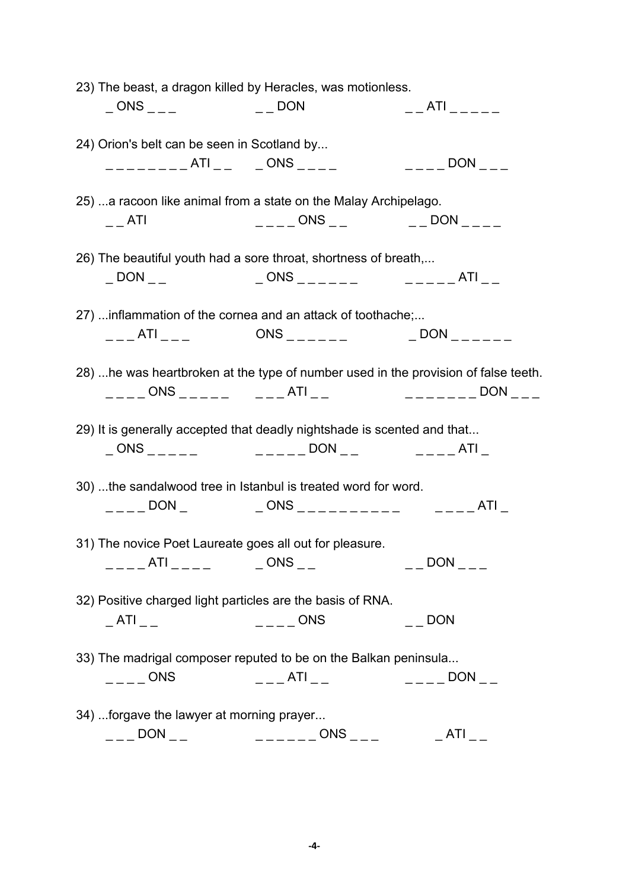23) The beast, a dragon killed by Heracles, was motionless.

_ ONS _ _ _ _ _ DON _ _ ATI _ _ _ _ _

24) Orion's belt can be seen in Scotland by...

_ _ _ _ _ _ _ _ ATI _ _ _ ONS _ _ _ _ _ _ _ _ DON _ _ _

25) ...a racoon like animal from a state on the Malay Archipelago.

_ _ ATI _ _ _ _ ONS _ _ _ _ DON _ _ _ _

26) The beautiful youth had a sore throat, shortness of breath,...

_ DON _ _ _ ONS _ _ _ _ _ _ _ _ _ _ _ ATI _ _

27) ...inflammation of the cornea and an attack of toothache;...

_ _ _ ATI _ _ _ ONS _ _ _ _ _ _ _ DON _ _ _ _ _ _

28) ...he was heartbroken at the type of number used in the provision of false teeth.

_ _ _ _ ONS _ _ _ _ _ _ _ _ ATI _ _ _ _ _ _ _ _ _ DON _ _ _

29) It is generally accepted that deadly nightshade is scented and that...

_ ONS _ _ _ _ _ _ _ _ _ _ DON _ _ _ _ _ _ ATI _

30) ...the sandalwood tree in Istanbul is treated word for word.

_ _ _ _ DON _ _ ONS _ _ _ _ _ _ _ _ _ _ _ _ _ _ ATI _

31) The novice Poet Laureate goes all out for pleasure.

_ _ _ _ ATI _ _ _ _ _ ONS _ _ _ _ DON _ _ _

32) Positive charged light particles are the basis of RNA.

_ ATI _ _ _ _ _ _ ONS _ _ DON

33) The madrigal composer reputed to be on the Balkan peninsula...

_ _ _ _ ONS _ _ _ ATI _ _ _ _ _ _ DON _ _

34) ...forgave the lawyer at morning prayer...

_ _ _ DON _ _ _ _ _ _ _ _ ONS _ _ _ _ ATI _ _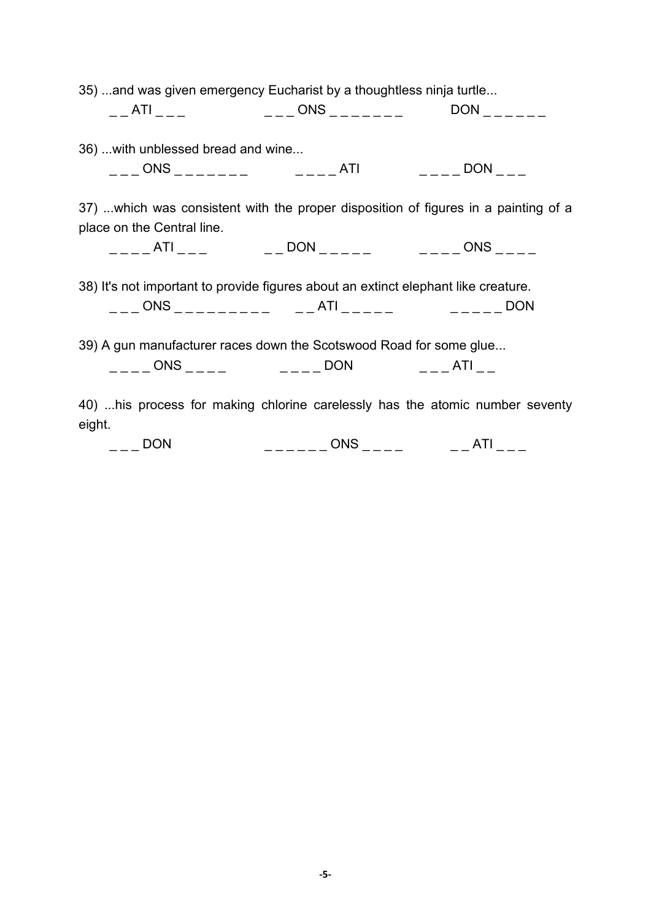35) ...and was given emergency Eucharist by a thoughtless ninja turtle...

_ _ ATI _ _ _ &nbsp;&nbsp;&nbsp;&nbsp; _ _ _ ONS _ _ _ _ _ _ _ &nbsp;&nbsp;&nbsp;&nbsp; DON _ _ _ _ _ _

36) ...with unblessed bread and wine...

_ _ _ ONS _ _ _ _ _ _ _ &nbsp;&nbsp;&nbsp;&nbsp; _ _ _ _ ATI &nbsp;&nbsp;&nbsp;&nbsp; _ _ _ _ DON _ _ _

37) ...which was consistent with the proper disposition of figures in a painting of a place on the Central line.

_ _ _ _ ATI _ _ _ &nbsp;&nbsp;&nbsp;&nbsp; _ _ DON _ _ _ _ _ &nbsp;&nbsp;&nbsp;&nbsp; _ _ _ _ ONS _ _ _ _

38) It's not important to provide figures about an extinct elephant like creature.

_ _ _ ONS _ _ _ _ _ _ _ _ _ &nbsp;&nbsp;&nbsp;&nbsp; _ _ ATI _ _ _ _ _ &nbsp;&nbsp;&nbsp;&nbsp; _ _ _ _ _ DON

39) A gun manufacturer races down the Scotswood Road for some glue...

_ _ _ _ ONS _ _ _ _ &nbsp;&nbsp;&nbsp;&nbsp; _ _ _ _ DON &nbsp;&nbsp;&nbsp;&nbsp; _ _ _ ATI _ _

40) ...his process for making chlorine carelessly has the atomic number seventy eight.

_ _ _ DON &nbsp;&nbsp;&nbsp;&nbsp; _ _ _ _ _ _ ONS _ _ _ _ &nbsp;&nbsp;&nbsp;&nbsp; _ _ ATI _ _ _